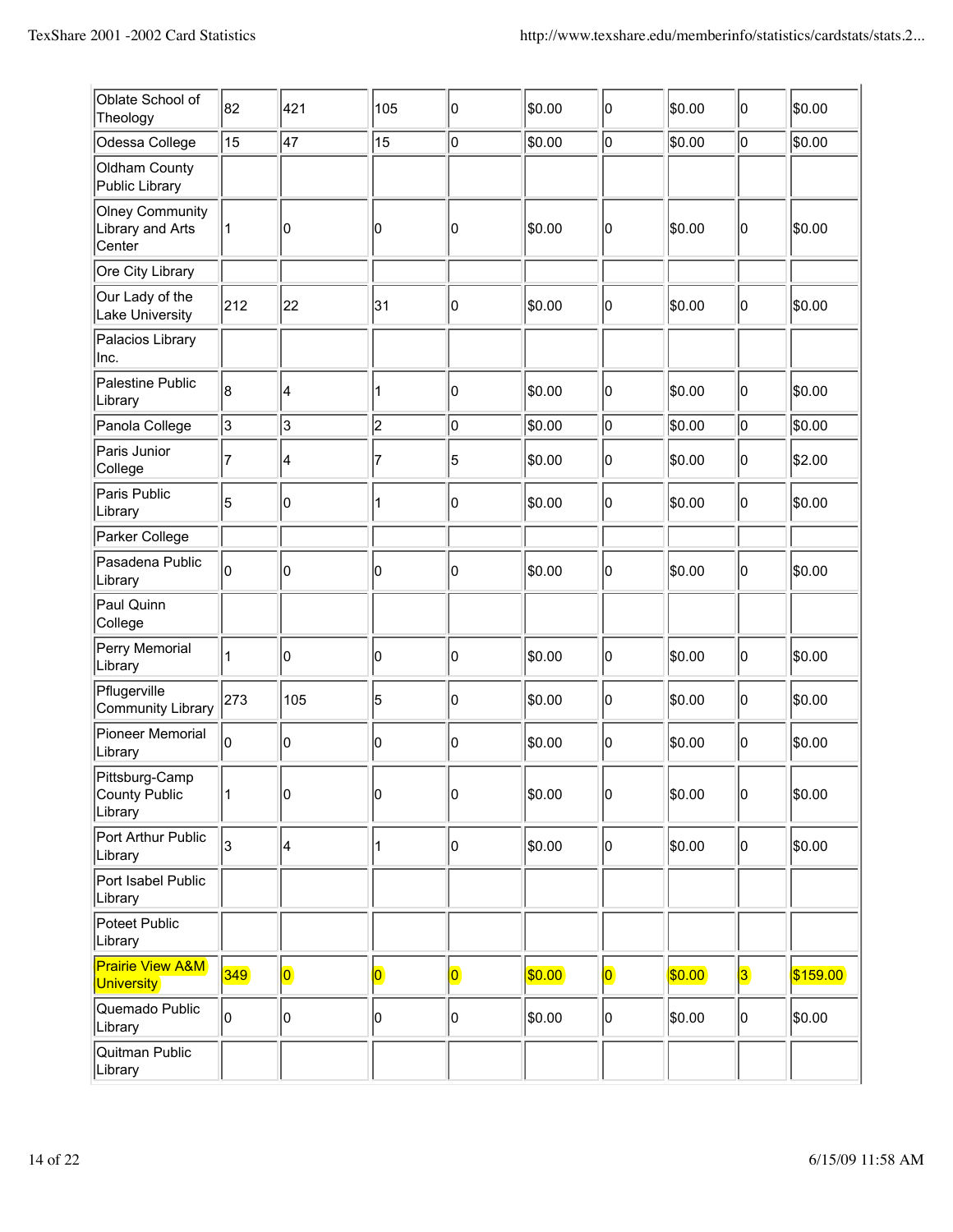| | | | | | | | | | |
|---|---|---|---|---|---|---|---|---|---|
| Oblate School of Theology | 82 | 421 | 105 | 0 | $0.00 | 0 | $0.00 | 0 | $0.00 |
| Odessa College | 15 | 47 | 15 | 0 | $0.00 | 0 | $0.00 | 0 | $0.00 |
| Oldham County Public Library | | | | | | | | | |
| Olney Community Library and Arts Center | 1 | 0 | 0 | 0 | $0.00 | 0 | $0.00 | 0 | $0.00 |
| Ore City Library | | | | | | | | | |
| Our Lady of the Lake University | 212 | 22 | 31 | 0 | $0.00 | 0 | $0.00 | 0 | $0.00 |
| Palacios Library Inc. | | | | | | | | | |
| Palestine Public Library | 8 | 4 | 1 | 0 | $0.00 | 0 | $0.00 | 0 | $0.00 |
| Panola College | 3 | 3 | 2 | 0 | $0.00 | 0 | $0.00 | 0 | $0.00 |
| Paris Junior College | 7 | 4 | 7 | 5 | $0.00 | 0 | $0.00 | 0 | $2.00 |
| Paris Public Library | 5 | 0 | 1 | 0 | $0.00 | 0 | $0.00 | 0 | $0.00 |
| Parker College | | | | | | | | | |
| Pasadena Public Library | 0 | 0 | 0 | 0 | $0.00 | 0 | $0.00 | 0 | $0.00 |
| Paul Quinn College | | | | | | | | | |
| Perry Memorial Library | 1 | 0 | 0 | 0 | $0.00 | 0 | $0.00 | 0 | $0.00 |
| Pflugerville Community Library | 273 | 105 | 5 | 0 | $0.00 | 0 | $0.00 | 0 | $0.00 |
| Pioneer Memorial Library | 0 | 0 | 0 | 0 | $0.00 | 0 | $0.00 | 0 | $0.00 |
| Pittsburg-Camp County Public Library | 1 | 0 | 0 | 0 | $0.00 | 0 | $0.00 | 0 | $0.00 |
| Port Arthur Public Library | 3 | 4 | 1 | 0 | $0.00 | 0 | $0.00 | 0 | $0.00 |
| Port Isabel Public Library | | | | | | | | | |
| Poteet Public Library | | | | | | | | | |
| Prairie View A&M University | 349 | 0 | 0 | 0 | $0.00 | 0 | $0.00 | 3 | $159.00 |
| Quemado Public Library | 0 | 0 | 0 | 0 | $0.00 | 0 | $0.00 | 0 | $0.00 |
| Quitman Public Library | | | | | | | | | |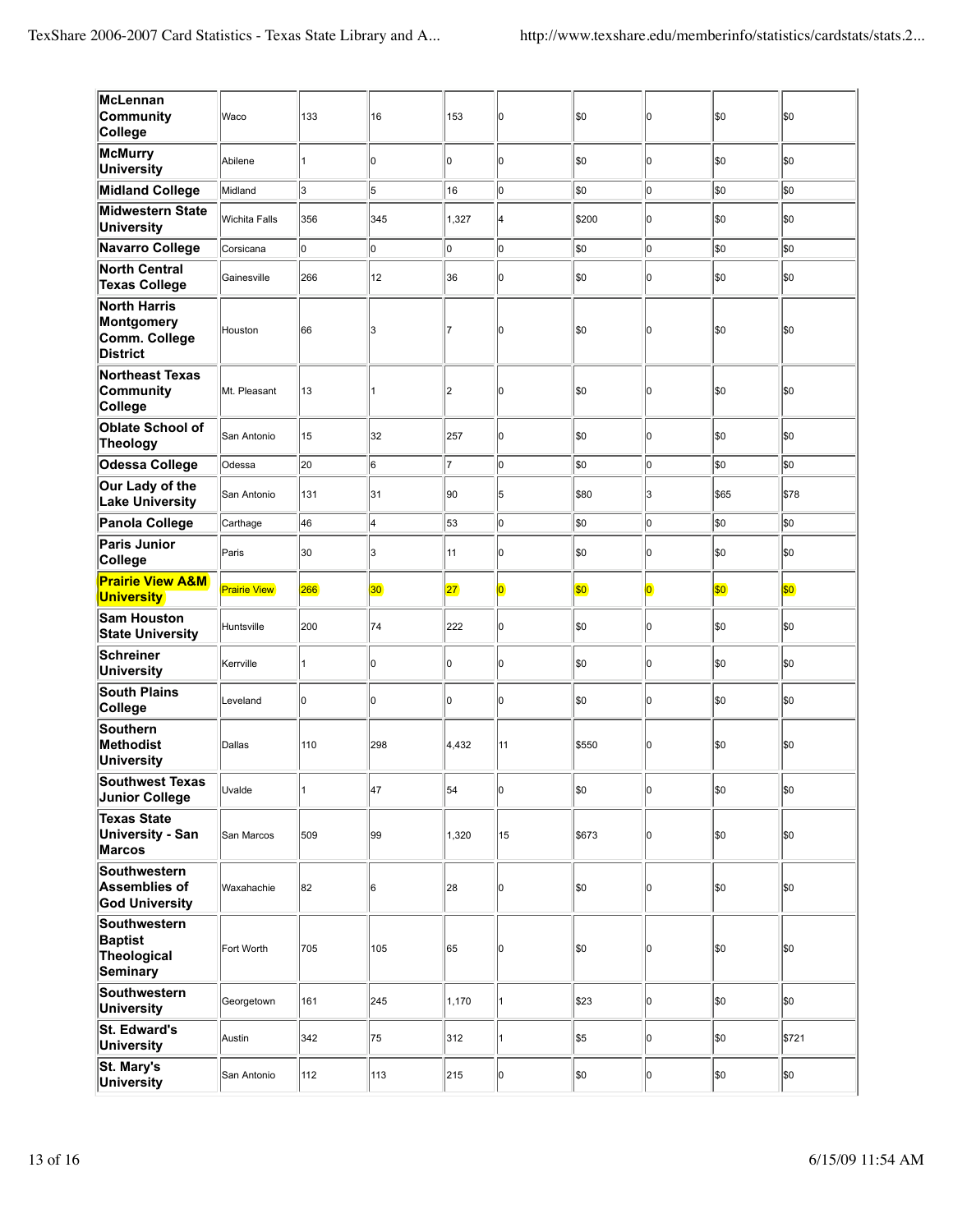| | | | | | | | | | |
|---|---|---|---|---|---|---|---|---|---|
| **McLennan Community College** | Waco | 133 | 16 | 153 | 0 | $0 | 0 | $0 | $0 |
| **McMurry University** | Abilene | 1 | 0 | 0 | 0 | $0 | 0 | $0 | $0 |
| **Midland College** | Midland | 3 | 5 | 16 | 0 | $0 | 0 | $0 | $0 |
| **Midwestern State University** | Wichita Falls | 356 | 345 | 1,327 | 4 | $200 | 0 | $0 | $0 |
| **Navarro College** | Corsicana | 0 | 0 | 0 | 0 | $0 | 0 | $0 | $0 |
| **North Central Texas College** | Gainesville | 266 | 12 | 36 | 0 | $0 | 0 | $0 | $0 |
| **North Harris Montgomery Comm. College District** | Houston | 66 | 3 | 7 | 0 | $0 | 0 | $0 | $0 |
| **Northeast Texas Community College** | Mt. Pleasant | 13 | 1 | 2 | 0 | $0 | 0 | $0 | $0 |
| **Oblate School of Theology** | San Antonio | 15 | 32 | 257 | 0 | $0 | 0 | $0 | $0 |
| **Odessa College** | Odessa | 20 | 6 | 7 | 0 | $0 | 0 | $0 | $0 |
| **Our Lady of the Lake University** | San Antonio | 131 | 31 | 90 | 5 | $80 | 3 | $65 | $78 |
| **Panola College** | Carthage | 46 | 4 | 53 | 0 | $0 | 0 | $0 | $0 |
| **Paris Junior College** | Paris | 30 | 3 | 11 | 0 | $0 | 0 | $0 | $0 |
| **Prairie View A&M University** | Prairie View | 266 | 30 | 27 | 0 | $0 | 0 | $0 | $0 |
| **Sam Houston State University** | Huntsville | 200 | 74 | 222 | 0 | $0 | 0 | $0 | $0 |
| **Schreiner University** | Kerrville | 1 | 0 | 0 | 0 | $0 | 0 | $0 | $0 |
| **South Plains College** | Leveland | 0 | 0 | 0 | 0 | $0 | 0 | $0 | $0 |
| **Southern Methodist University** | Dallas | 110 | 298 | 4,432 | 11 | $550 | 0 | $0 | $0 |
| **Southwest Texas Junior College** | Uvalde | 1 | 47 | 54 | 0 | $0 | 0 | $0 | $0 |
| **Texas State University - San Marcos** | San Marcos | 509 | 99 | 1,320 | 15 | $673 | 0 | $0 | $0 |
| **Southwestern Assemblies of God University** | Waxahachie | 82 | 6 | 28 | 0 | $0 | 0 | $0 | $0 |
| **Southwestern Baptist Theological Seminary** | Fort Worth | 705 | 105 | 65 | 0 | $0 | 0 | $0 | $0 |
| **Southwestern University** | Georgetown | 161 | 245 | 1,170 | 1 | $23 | 0 | $0 | $0 |
| **St. Edward's University** | Austin | 342 | 75 | 312 | 1 | $5 | 0 | $0 | $721 |
| **St. Mary's University** | San Antonio | 112 | 113 | 215 | 0 | $0 | 0 | $0 | $0 |